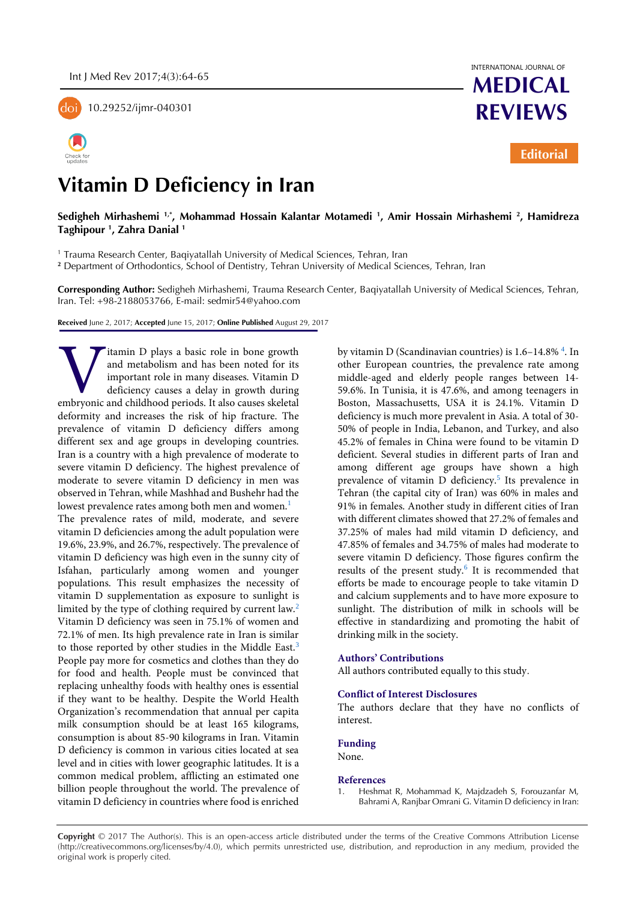Editorial

# Vitamin D Deficiency in Iran

**Sedigheh Mirhashemi [1,*], Mohammad Hossain Kalantar Motamedi [1], Amir Hossain Mirhashemi [2], Hamidreza Taghipour [1], Zahra Danial [1]**

[1] Trauma Research Center, Baqiyatallah University of Medical Sciences, Tehran, Iran
[2] Department of Orthodontics, School of Dentistry, Tehran University of Medical Sciences, Tehran, Iran

**Corresponding Author:** Sedigheh Mirhashemi, Trauma Research Center, Baqiyatallah University of Medical Sciences, Tehran, Iran. Tel: +98-2188053766, E-mail: sedmir54@yahoo.com

**Received** June 2, 2017; **Accepted** June 15, 2017; **Online Published** August 29, 2017

Vitamin D plays a basic role in bone growth and metabolism and has been noted for its important role in many diseases. Vitamin D deficiency causes a delay in growth during embryonic and childhood periods. It also causes skeletal deformity and increases the risk of hip fracture. The prevalence of vitamin D deficiency differs among different sex and age groups in developing countries. Iran is a country with a high prevalence of moderate to severe vitamin D deficiency. The highest prevalence of moderate to severe vitamin D deficiency in men was observed in Tehran, while Mashhad and Bushehr had the lowest prevalence rates among both men and women.[1]
The prevalence rates of mild, moderate, and severe vitamin D deficiencies among the adult population were 19.6%, 23.9%, and 26.7%, respectively. The prevalence of vitamin D deficiency was high even in the sunny city of Isfahan, particularly among women and younger populations. This result emphasizes the necessity of vitamin D supplementation as exposure to sunlight is limited by the type of clothing required by current law.[2]
Vitamin D deficiency was seen in 75.1% of women and 72.1% of men. Its high prevalence rate in Iran is similar to those reported by other studies in the Middle East.[3]
People pay more for cosmetics and clothes than they do for food and health. People must be convinced that replacing unhealthy foods with healthy ones is essential if they want to be healthy. Despite the World Health Organization's recommendation that annual per capita milk consumption should be at least 165 kilograms, consumption is about 85-90 kilograms in Iran. Vitamin D deficiency is common in various cities located at sea level and in cities with lower geographic latitudes. It is a common medical problem, afflicting an estimated one billion people throughout the world. The prevalence of vitamin D deficiency in countries where food is enriched by vitamin D (Scandinavian countries) is 1.6–14.8% [4]. In other European countries, the prevalence rate among middle-aged and elderly people ranges between 14-59.6%. In Tunisia, it is 47.6%, and among teenagers in Boston, Massachusetts, USA it is 24.1%. Vitamin D deficiency is much more prevalent in Asia. A total of 30-50% of people in India, Lebanon, and Turkey, and also 45.2% of females in China were found to be vitamin D deficient. Several studies in different parts of Iran and among different age groups have shown a high prevalence of vitamin D deficiency.[5] Its prevalence in Tehran (the capital city of Iran) was 60% in males and 91% in females. Another study in different cities of Iran with different climates showed that 27.2% of females and 37.25% of males had mild vitamin D deficiency, and 47.85% of females and 34.75% of males had moderate to severe vitamin D deficiency. Those figures confirm the results of the present study.[6] It is recommended that efforts be made to encourage people to take vitamin D and calcium supplements and to have more exposure to sunlight. The distribution of milk in schools will be effective in standardizing and promoting the habit of drinking milk in the society.

## Authors' Contributions

All authors contributed equally to this study.

## Conflict of Interest Disclosures

The authors declare that they have no conflicts of interest.

## Funding

None.

## References

1. Heshmat R, Mohammad K, Majdzadeh S, Forouzanfar M, Bahrami A, Ranjbar Omrani G. Vitamin D deficiency in Iran:

**Copyright** © 2017 The Author(s). This is an open-access article distributed under the terms of the Creative Commons Attribution License (http://creativecommons.org/licenses/by/4.0), which permits unrestricted use, distribution, and reproduction in any medium, provided the original work is properly cited.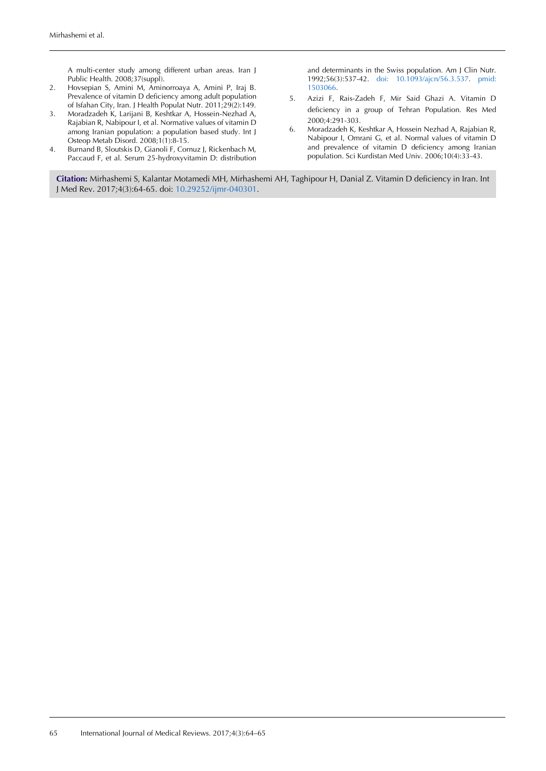A multi-center study among different urban areas. Iran J Public Health. 2008;37(suppl).

2. Hovsepian S, Amini M, Aminorroaya A, Amini P, Iraj B. Prevalence of vitamin D deficiency among adult population of Isfahan City, Iran. J Health Populat Nutr. 2011;29(2):149.
3. Moradzadeh K, Larijani B, Keshtkar A, Hossein-Nezhad A, Rajabian R, Nabipour I, et al. Normative values of vitamin D among Iranian population: a population based study. Int J Osteop Metab Disord. 2008;1(1):8-15.
4. Burnand B, Sloutskis D, Gianoli F, Cornuz J, Rickenbach M, Paccaud F, et al. Serum 25-hydroxyvitamin D: distribution and determinants in the Swiss population. Am J Clin Nutr. 1992;56(3):537-42. doi: 10.1093/ajcn/56.3.537. pmid: 1503066.
5. Azizi F, Rais-Zadeh F, Mir Said Ghazi A. Vitamin D deficiency in a group of Tehran Population. Res Med 2000;4:291-303.
6. Moradzadeh K, Keshtkar A, Hossein Nezhad A, Rajabian R, Nabipour I, Omrani G, et al. Normal values of vitamin D and prevalence of vitamin D deficiency among Iranian population. Sci Kurdistan Med Univ. 2006;10(4):33-43.

**Citation:** Mirhashemi S, Kalantar Motamedi MH, Mirhashemi AH, Taghipour H, Danial Z. Vitamin D deficiency in Iran. Int J Med Rev. 2017;4(3):64-65. doi: 10.29252/ijmr-040301.